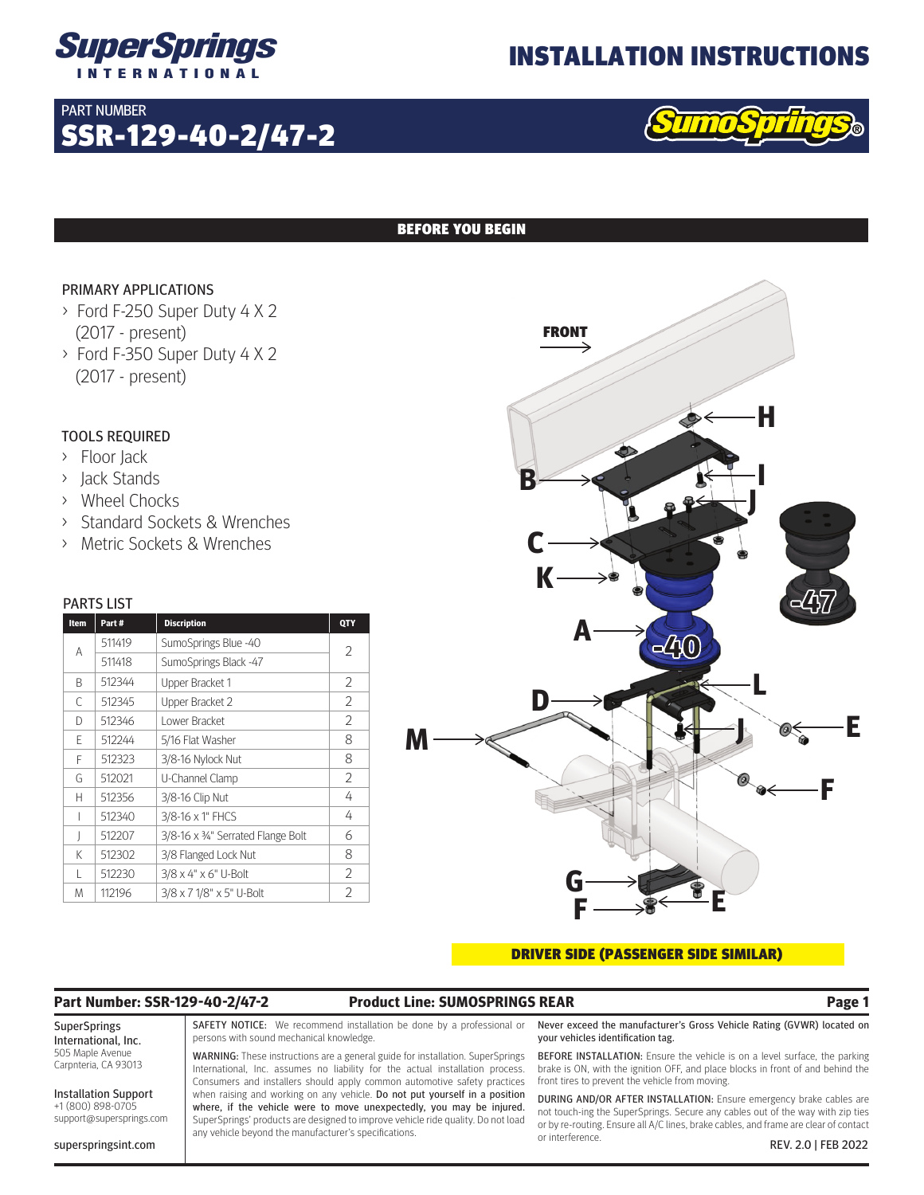# SuperSprings INTERNATIONAL

# INSTALLATION INSTRUCTIONS

PART NUMBER
## SSR-129-40-2/47-2

SumoSprings®

## BEFORE YOU BEGIN

### PRIMARY APPLICATIONS

- Ford F-250 Super Duty 4 X 2 (2017 - present)
- Ford F-350 Super Duty 4 X 2 (2017 - present)

### TOOLS REQUIRED

- Floor Jack
- Jack Stands
- Wheel Chocks
- Standard Sockets & Wrenches
- Metric Sockets & Wrenches

### PARTS LIST

| Item | Part # | Discription | QTY |
|---|---|---|---|
| A | 511419 | SumoSprings Blue -40 | 2 |
| | 511418 | SumoSprings Black -47 | |
| B | 512344 | Upper Bracket 1 | 2 |
| C | 512345 | Upper Bracket 2 | 2 |
| D | 512346 | Lower Bracket | 2 |
| E | 512244 | 5/16 Flat Washer | 8 |
| F | 512323 | 3/8-16 Nylock Nut | 8 |
| G | 512021 | U-Channel Clamp | 2 |
| H | 512356 | 3/8-16 Clip Nut | 4 |
| I | 512340 | 3/8-16 x 1" FHCS | 4 |
| J | 512207 | 3/8-16 x ¾" Serrated Flange Bolt | 6 |
| K | 512302 | 3/8 Flanged Lock Nut | 8 |
| L | 512230 | 3/8 x 4" x 6" U-Bolt | 2 |
| M | 112196 | 3/8 x 7 1/8" x 5" U-Bolt | 2 |

**DRIVER SIDE (PASSENGER SIDE SIMILAR)**

**Part Number: SSR-129-40-2/47-2** **Product Line: SUMOSPRINGS REAR**

SuperSprings International, Inc.
505 Maple Avenue
Carpnteria, CA 93013

Installation Support
+1 (800) 898-0705
support@supersprings.com

superspringsint.com

SAFETY NOTICE: We recommend installation be done by a professional or persons with sound mechanical knowledge.

WARNING: These instructions are a general guide for installation. SuperSprings International, Inc. assumes no liability for the actual installation process. Consumers and installers should apply common automotive safety practices when raising and working on any vehicle. **Do not put yourself in a position where, if the vehicle were to move unexpectedly, you may be injured.** SuperSprings' products are designed to improve vehicle ride quality. Do not load any vehicle beyond the manufacturer's specifications.

**Never exceed the manufacturer's Gross Vehicle Rating (GVWR) located on your vehicles identification tag.**

BEFORE INSTALLATION: Ensure the vehicle is on a level surface, the parking brake is ON, with the ignition OFF, and place blocks in front of and behind the front tires to prevent the vehicle from moving.

DURING AND/OR AFTER INSTALLATION: Ensure emergency brake cables are not touch-ing the SuperSprings. Secure any cables out of the way with zip ties or by re-routing. Ensure all A/C lines, brake cables, and frame are clear of contact or interference.

REV. 2.0 | FEB 2022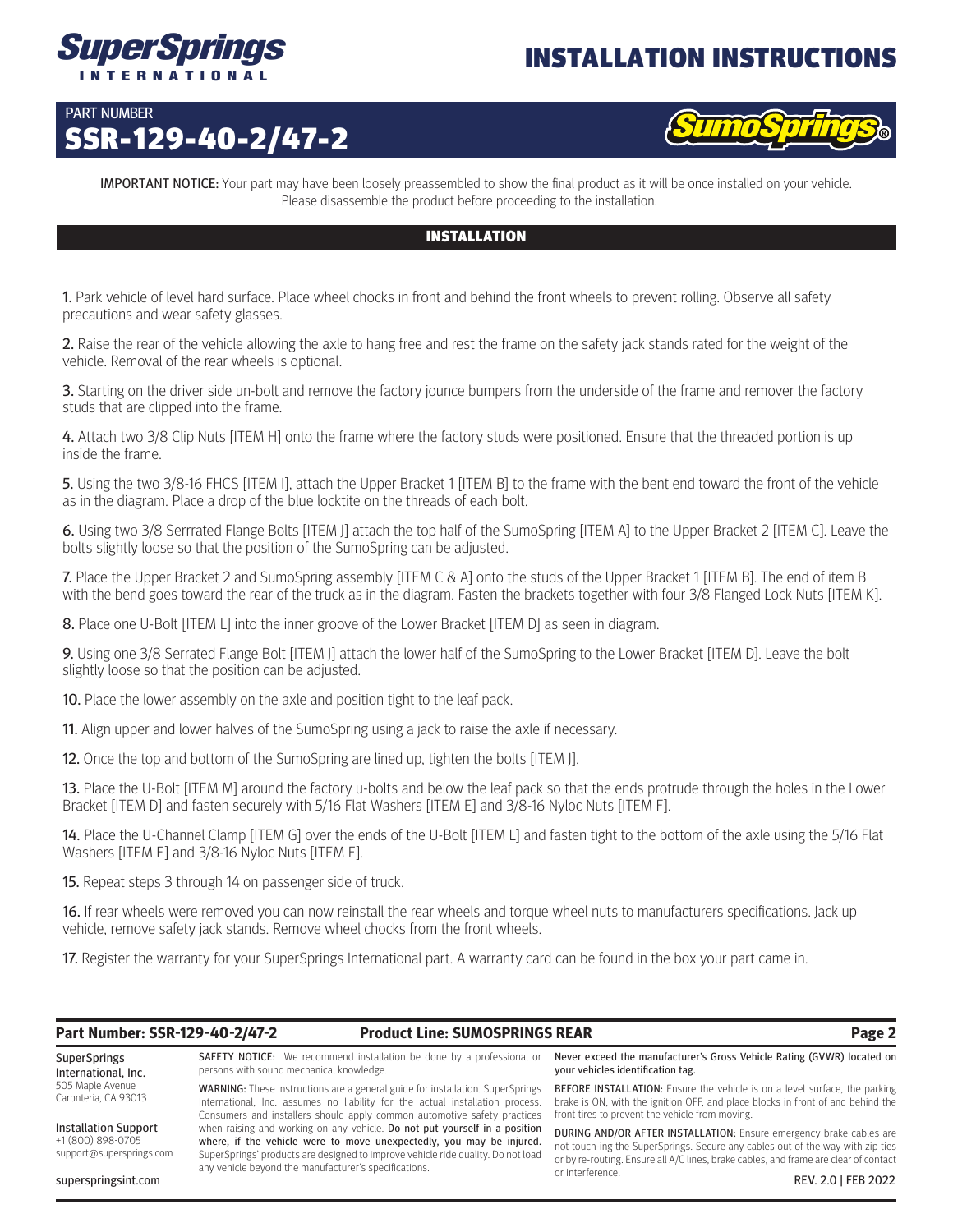# SuperSprings INTERNATIONAL

# INSTALLATION INSTRUCTIONS

PART NUMBER
## SSR-129-40-2/47-2

SumoSprings®

**IMPORTANT NOTICE:** Your part may have been loosely preassembled to show the final product as it will be once installed on your vehicle. Please disassemble the product before proceeding to the installation.

## INSTALLATION

**1.** Park vehicle of level hard surface. Place wheel chocks in front and behind the front wheels to prevent rolling. Observe all safety precautions and wear safety glasses.

**2.** Raise the rear of the vehicle allowing the axle to hang free and rest the frame on the safety jack stands rated for the weight of the vehicle. Removal of the rear wheels is optional.

**3.** Starting on the driver side un-bolt and remove the factory jounce bumpers from the underside of the frame and remover the factory studs that are clipped into the frame.

**4.** Attach two 3/8 Clip Nuts [ITEM H] onto the frame where the factory studs were positioned. Ensure that the threaded portion is up inside the frame.

**5.** Using the two 3/8-16 FHCS [ITEM I], attach the Upper Bracket 1 [ITEM B] to the frame with the bent end toward the front of the vehicle as in the diagram. Place a drop of the blue locktite on the threads of each bolt.

**6.** Using two 3/8 Serrrated Flange Bolts [ITEM J] attach the top half of the SumoSpring [ITEM A] to the Upper Bracket 2 [ITEM C]. Leave the bolts slightly loose so that the position of the SumoSpring can be adjusted.

**7.** Place the Upper Bracket 2 and SumoSpring assembly [ITEM C & A] onto the studs of the Upper Bracket 1 [ITEM B]. The end of item B with the bend goes toward the rear of the truck as in the diagram. Fasten the brackets together with four 3/8 Flanged Lock Nuts [ITEM K].

**8.** Place one U-Bolt [ITEM L] into the inner groove of the Lower Bracket [ITEM D] as seen in diagram.

**9.** Using one 3/8 Serrated Flange Bolt [ITEM J] attach the lower half of the SumoSpring to the Lower Bracket [ITEM D]. Leave the bolt slightly loose so that the position can be adjusted.

**10.** Place the lower assembly on the axle and position tight to the leaf pack.

**11.** Align upper and lower halves of the SumoSpring using a jack to raise the axle if necessary.

**12.** Once the top and bottom of the SumoSpring are lined up, tighten the bolts [ITEM J].

**13.** Place the U-Bolt [ITEM M] around the factory u-bolts and below the leaf pack so that the ends protrude through the holes in the Lower Bracket [ITEM D] and fasten securely with 5/16 Flat Washers [ITEM E] and 3/8-16 Nyloc Nuts [ITEM F].

**14.** Place the U-Channel Clamp [ITEM G] over the ends of the U-Bolt [ITEM L] and fasten tight to the bottom of the axle using the 5/16 Flat Washers [ITEM E] and 3/8-16 Nyloc Nuts [ITEM F].

**15.** Repeat steps 3 through 14 on passenger side of truck.

**16.** If rear wheels were removed you can now reinstall the rear wheels and torque wheel nuts to manufacturers specifications. Jack up vehicle, remove safety jack stands. Remove wheel chocks from the front wheels.

**17.** Register the warranty for your SuperSprings International part. A warranty card can be found in the box your part came in.

**Part Number: SSR-129-40-2/47-2** **Product Line: SUMOSPRINGS REAR**

SuperSprings International, Inc.
505 Maple Avenue
Carpnteria, CA 93013

Installation Support
+1 (800) 898-0705
support@supersprings.com

superspringsint.com

**SAFETY NOTICE:** We recommend installation be done by a professional or persons with sound mechanical knowledge.

**WARNING:** These instructions are a general guide for installation. SuperSprings International, Inc. assumes no liability for the actual installation process. Consumers and installers should apply common automotive safety practices when raising and working on any vehicle. **Do not put yourself in a position where, if the vehicle were to move unexpectedly, you may be injured.** SuperSprings' products are designed to improve vehicle ride quality. Do not load any vehicle beyond the manufacturer's specifications.

**Never exceed the manufacturer's Gross Vehicle Rating (GVWR) located on your vehicles identification tag.**

**BEFORE INSTALLATION:** Ensure the vehicle is on a level surface, the parking brake is ON, with the ignition OFF, and place blocks in front of and behind the front tires to prevent the vehicle from moving.

**DURING AND/OR AFTER INSTALLATION:** Ensure emergency brake cables are not touch-ing the SuperSprings. Secure any cables out of the way with zip ties or by re-routing. Ensure all A/C lines, brake cables, and frame are clear of contact or interference.

REV. 2.0 | FEB 2022